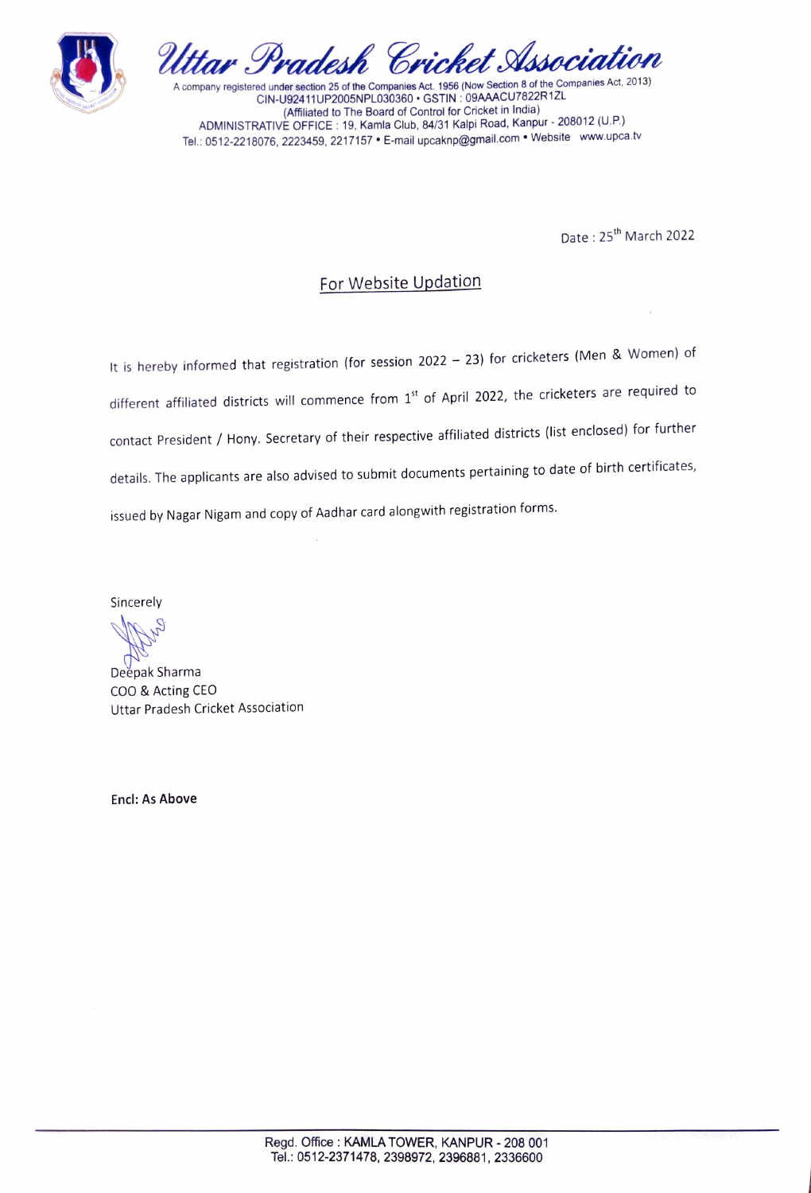# Uttar Pradesh Cricket Association

A company registered under section 25 of the Companies Act. 1956 (Now Section 8 of the Companies Act, 2013)
CIN-U92411UP2005NPL030360 • GSTIN : 09AAACU7822R1ZL
(Affiliated to The Board of Control for Cricket in India)
ADMINISTRATIVE OFFICE : 19, Kamla Club, 84/31 Kalpi Road, Kanpur - 208012 (U.P.)
Tel.: 0512-2218076, 2223459, 2217157 • E-mail upcaknp@gmail.com • Website www.upca.tv

Date : 25th March 2022

## For Website Updation

It is hereby informed that registration (for session 2022 – 23) for cricketers (Men & Women) of different affiliated districts will commence from 1st of April 2022, the cricketers are required to contact President / Hony. Secretary of their respective affiliated districts (list enclosed) for further details. The applicants are also advised to submit documents pertaining to date of birth certificates, issued by Nagar Nigam and copy of Aadhar card alongwith registration forms.

Sincerely

Deepak Sharma
COO & Acting CEO
Uttar Pradesh Cricket Association

**Encl: As Above**

Regd. Office : KAMLA TOWER, KANPUR - 208 001
Tel.: 0512-2371478, 2398972, 2396881, 2336600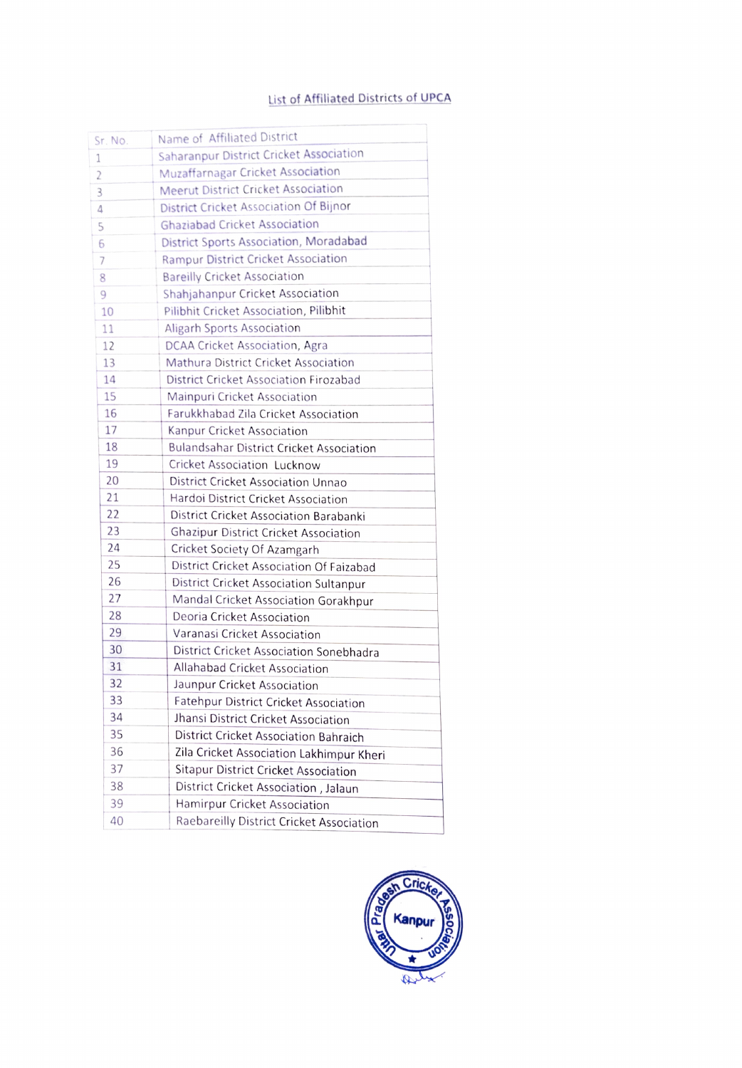List of Affiliated Districts of UPCA

| Sr. No. | Name of Affiliated District |
|---|---|
| 1 | Saharanpur District Cricket Association |
| 2 | Muzaffarnagar Cricket Association |
| 3 | Meerut District Cricket Association |
| 4 | District Cricket Association Of Bijnor |
| 5 | Ghaziabad Cricket Association |
| 6 | District Sports Association, Moradabad |
| 7 | Rampur District Cricket Association |
| 8 | Bareilly Cricket Association |
| 9 | Shahjahanpur Cricket Association |
| 10 | Pilibhit Cricket Association, Pilibhit |
| 11 | Aligarh Sports Association |
| 12 | DCAA Cricket Association, Agra |
| 13 | Mathura District Cricket Association |
| 14 | District Cricket Association Firozabad |
| 15 | Mainpuri Cricket Association |
| 16 | Farukkhabad Zila Cricket Association |
| 17 | Kanpur Cricket Association |
| 18 | Bulandsahar District Cricket Association |
| 19 | Cricket Association Lucknow |
| 20 | District Cricket Association Unnao |
| 21 | Hardoi District Cricket Association |
| 22 | District Cricket Association Barabanki |
| 23 | Ghazipur District Cricket Association |
| 24 | Cricket Society Of Azamgarh |
| 25 | District Cricket Association Of Faizabad |
| 26 | District Cricket Association Sultanpur |
| 27 | Mandal Cricket Association Gorakhpur |
| 28 | Deoria Cricket Association |
| 29 | Varanasi Cricket Association |
| 30 | District Cricket Association Sonebhadra |
| 31 | Allahabad Cricket Association |
| 32 | Jaunpur Cricket Association |
| 33 | Fatehpur District Cricket Association |
| 34 | Jhansi District Cricket Association |
| 35 | District Cricket Association Bahraich |
| 36 | Zila Cricket Association Lakhimpur Kheri |
| 37 | Sitapur District Cricket Association |
| 38 | District Cricket Association , Jalaun |
| 39 | Hamirpur Cricket Association |
| 40 | Raebareilly District Cricket Association |

Uttar Pradesh Cricket Association
Kanpur